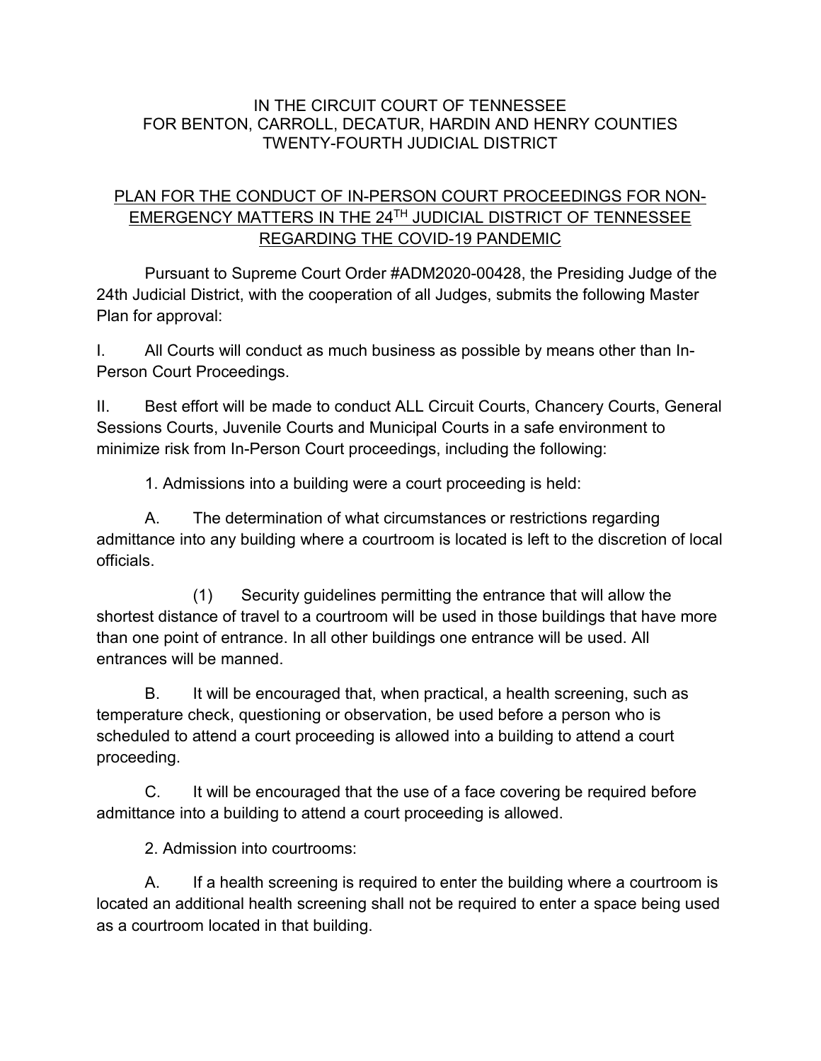IN THE CIRCUIT COURT OF TENNESSEE
FOR BENTON, CARROLL, DECATUR, HARDIN AND HENRY COUNTIES
TWENTY-FOURTH JUDICIAL DISTRICT

PLAN FOR THE CONDUCT OF IN-PERSON COURT PROCEEDINGS FOR NON-EMERGENCY MATTERS IN THE 24TH JUDICIAL DISTRICT OF TENNESSEE REGARDING THE COVID-19 PANDEMIC

Pursuant to Supreme Court Order #ADM2020-00428, the Presiding Judge of the 24th Judicial District, with the cooperation of all Judges, submits the following Master Plan for approval:

I. All Courts will conduct as much business as possible by means other than In-Person Court Proceedings.

II. Best effort will be made to conduct ALL Circuit Courts, Chancery Courts, General Sessions Courts, Juvenile Courts and Municipal Courts in a safe environment to minimize risk from In-Person Court proceedings, including the following:

1. Admissions into a building were a court proceeding is held:

A. The determination of what circumstances or restrictions regarding admittance into any building where a courtroom is located is left to the discretion of local officials.

(1) Security guidelines permitting the entrance that will allow the shortest distance of travel to a courtroom will be used in those buildings that have more than one point of entrance. In all other buildings one entrance will be used. All entrances will be manned.

B. It will be encouraged that, when practical, a health screening, such as temperature check, questioning or observation, be used before a person who is scheduled to attend a court proceeding is allowed into a building to attend a court proceeding.

C. It will be encouraged that the use of a face covering be required before admittance into a building to attend a court proceeding is allowed.

2. Admission into courtrooms:

A. If a health screening is required to enter the building where a courtroom is located an additional health screening shall not be required to enter a space being used as a courtroom located in that building.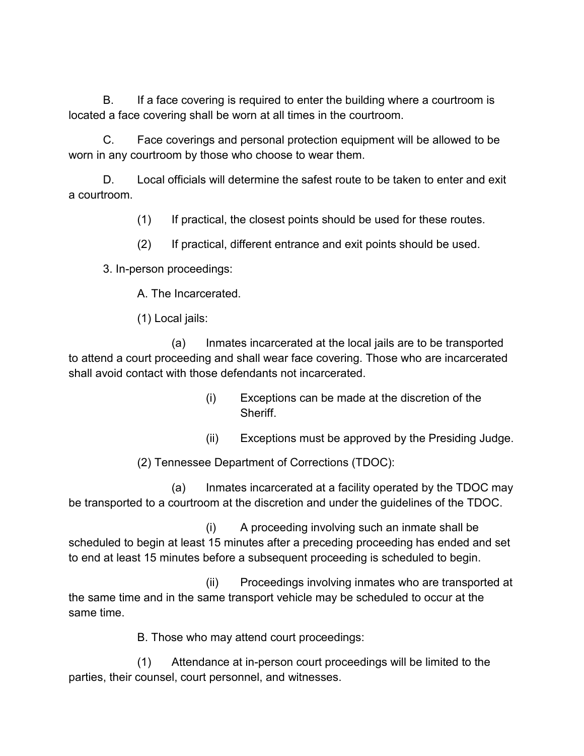B. If a face covering is required to enter the building where a courtroom is located a face covering shall be worn at all times in the courtroom.

C. Face coverings and personal protection equipment will be allowed to be worn in any courtroom by those who choose to wear them.

D. Local officials will determine the safest route to be taken to enter and exit a courtroom.

(1) If practical, the closest points should be used for these routes.

(2) If practical, different entrance and exit points should be used.

3. In-person proceedings:

A. The Incarcerated.

(1) Local jails:

(a) Inmates incarcerated at the local jails are to be transported to attend a court proceeding and shall wear face covering. Those who are incarcerated shall avoid contact with those defendants not incarcerated.

(i) Exceptions can be made at the discretion of the Sheriff.

(ii) Exceptions must be approved by the Presiding Judge.

(2) Tennessee Department of Corrections (TDOC):

(a) Inmates incarcerated at a facility operated by the TDOC may be transported to a courtroom at the discretion and under the guidelines of the TDOC.

(i) A proceeding involving such an inmate shall be scheduled to begin at least 15 minutes after a preceding proceeding has ended and set to end at least 15 minutes before a subsequent proceeding is scheduled to begin.

(ii) Proceedings involving inmates who are transported at the same time and in the same transport vehicle may be scheduled to occur at the same time.

B. Those who may attend court proceedings:

(1) Attendance at in-person court proceedings will be limited to the parties, their counsel, court personnel, and witnesses.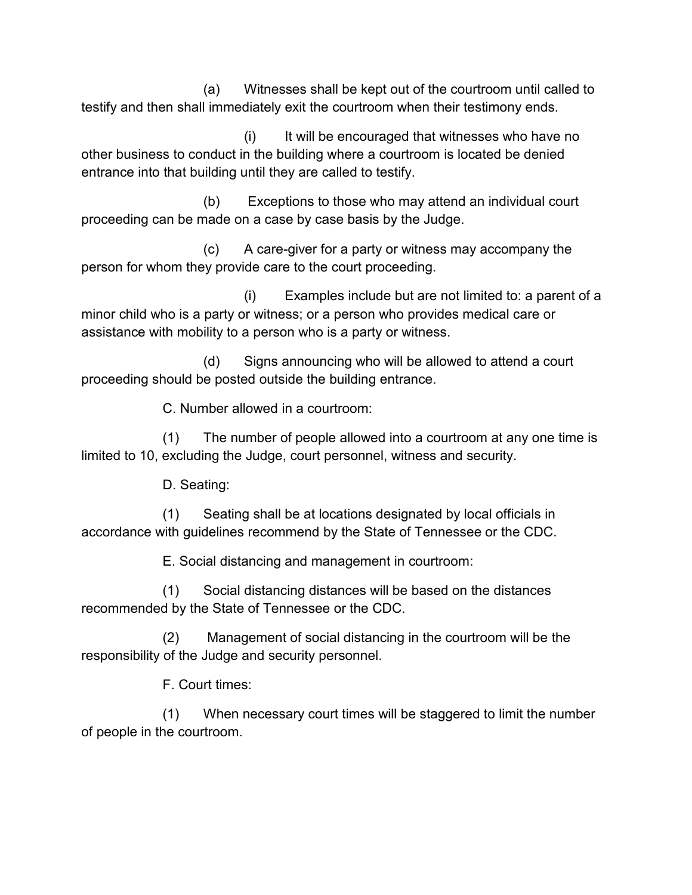(a) Witnesses shall be kept out of the courtroom until called to testify and then shall immediately exit the courtroom when their testimony ends.

(i) It will be encouraged that witnesses who have no other business to conduct in the building where a courtroom is located be denied entrance into that building until they are called to testify.

(b) Exceptions to those who may attend an individual court proceeding can be made on a case by case basis by the Judge.

(c) A care-giver for a party or witness may accompany the person for whom they provide care to the court proceeding.

(i) Examples include but are not limited to: a parent of a minor child who is a party or witness; or a person who provides medical care or assistance with mobility to a person who is a party or witness.

(d) Signs announcing who will be allowed to attend a court proceeding should be posted outside the building entrance.

C. Number allowed in a courtroom:

(1) The number of people allowed into a courtroom at any one time is limited to 10, excluding the Judge, court personnel, witness and security.

D. Seating:

(1) Seating shall be at locations designated by local officials in accordance with guidelines recommend by the State of Tennessee or the CDC.

E. Social distancing and management in courtroom:

(1) Social distancing distances will be based on the distances recommended by the State of Tennessee or the CDC.

(2) Management of social distancing in the courtroom will be the responsibility of the Judge and security personnel.

F. Court times:

(1) When necessary court times will be staggered to limit the number of people in the courtroom.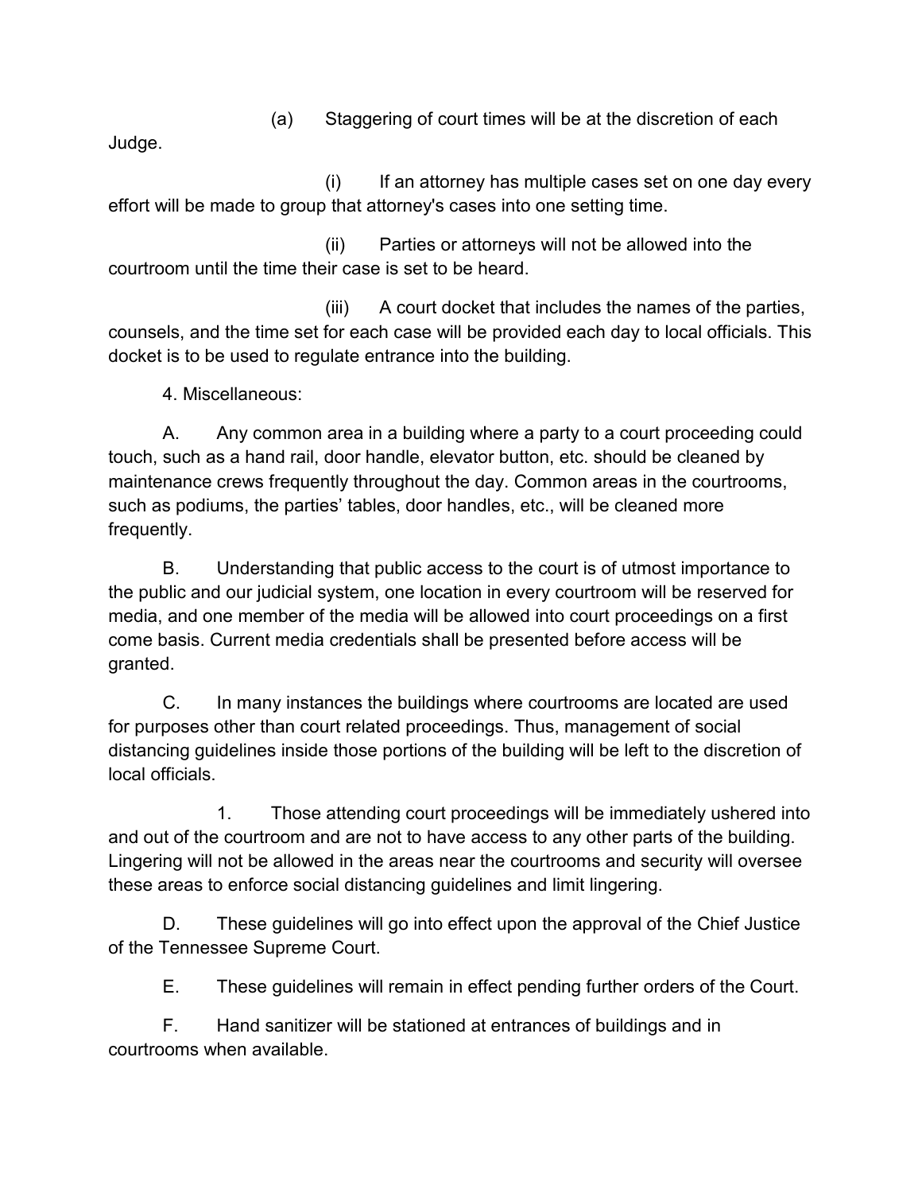(a) Staggering of court times will be at the discretion of each Judge.

(i) If an attorney has multiple cases set on one day every effort will be made to group that attorney's cases into one setting time.

(ii) Parties or attorneys will not be allowed into the courtroom until the time their case is set to be heard.

(iii) A court docket that includes the names of the parties, counsels, and the time set for each case will be provided each day to local officials. This docket is to be used to regulate entrance into the building.

4. Miscellaneous:

A. Any common area in a building where a party to a court proceeding could touch, such as a hand rail, door handle, elevator button, etc. should be cleaned by maintenance crews frequently throughout the day. Common areas in the courtrooms, such as podiums, the parties' tables, door handles, etc., will be cleaned more frequently.

B. Understanding that public access to the court is of utmost importance to the public and our judicial system, one location in every courtroom will be reserved for media, and one member of the media will be allowed into court proceedings on a first come basis. Current media credentials shall be presented before access will be granted.

C. In many instances the buildings where courtrooms are located are used for purposes other than court related proceedings. Thus, management of social distancing guidelines inside those portions of the building will be left to the discretion of local officials.

1. Those attending court proceedings will be immediately ushered into and out of the courtroom and are not to have access to any other parts of the building. Lingering will not be allowed in the areas near the courtrooms and security will oversee these areas to enforce social distancing guidelines and limit lingering.

D. These guidelines will go into effect upon the approval of the Chief Justice of the Tennessee Supreme Court.

E. These guidelines will remain in effect pending further orders of the Court.

F. Hand sanitizer will be stationed at entrances of buildings and in courtrooms when available.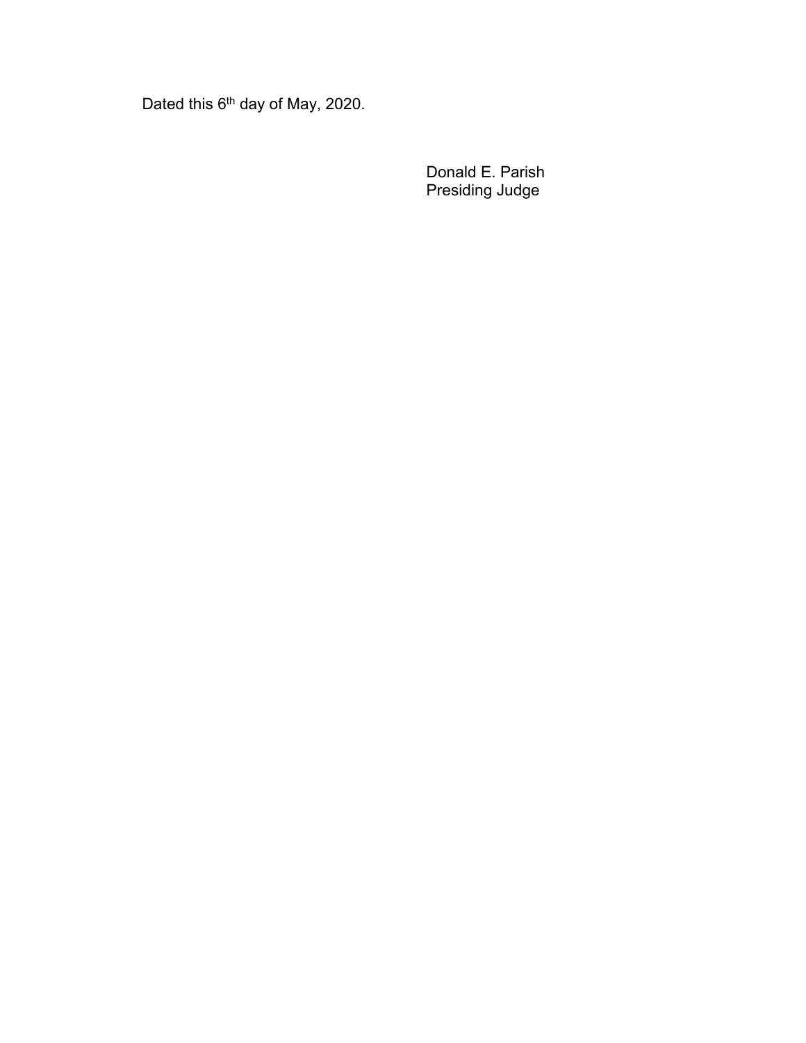Dated this 6th day of May, 2020.

Donald E. Parish
Presiding Judge